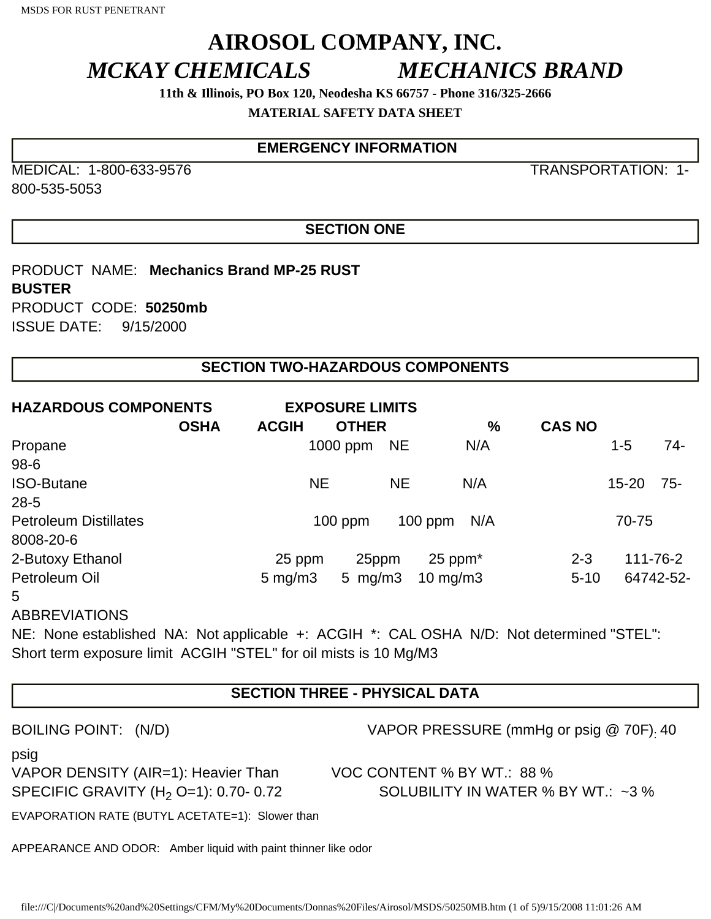# AIROSOL COMPANY, INC.

## *MCKAY CHEMICALS* *MECHANICS BRAND*

**11th & Illinois, PO Box 120, Neodesha KS 66757 - Phone 316/325-2666**

**MATERIAL SAFETY DATA SHEET**

## EMERGENCY INFORMATION

MEDICAL: 1-800-633-9576 TRANSPORTATION: 1-800-535-5053

## SECTION ONE

PRODUCT NAME: **Mechanics Brand MP-25 RUST BUSTER**

PRODUCT CODE: **50250mb**

ISSUE DATE: 9/15/2000

## SECTION TWO-HAZARDOUS COMPONENTS

| HAZARDOUS COMPONENTS | EXPOSURE LIMITS | | | | |
|---|---|---|---|---|---|
| | OSHA | ACGIH | OTHER | % | CAS NO |
| Propane | 1000 ppm | NE | N/A | 1-5 | 74-98-6 |
| ISO-Butane | NE | NE | N/A | 15-20 | 75-28-5 |
| Petroleum Distillates | 100 ppm | 100 ppm | N/A | 70-75 | 8008-20-6 |
| 2-Butoxy Ethanol | 25 ppm | 25ppm | 25 ppm* | 2-3 | 111-76-2 |
| Petroleum Oil | 5 mg/m3 | 5 mg/m3 | 10 mg/m3 | 5-10 | 64742-52-5 |

ABBREVIATIONS

NE: None established NA: Not applicable +: ACGIH *: CAL OSHA N/D: Not determined "STEL": Short term exposure limit ACGIH "STEL" for oil mists is 10 Mg/M3

## SECTION THREE - PHYSICAL DATA

BOILING POINT: (N/D)

VAPOR PRESSURE (mmHg or psig @ 70F): 40 psig

VAPOR DENSITY (AIR=1): Heavier Than

VOC CONTENT % BY WT.: 88 %

SPECIFIC GRAVITY ($H_2O$=1): 0.70- 0.72

SOLUBILITY IN WATER % BY WT.: ~3 %

EVAPORATION RATE (BUTYL ACETATE=1): Slower than

APPEARANCE AND ODOR: Amber liquid with paint thinner like odor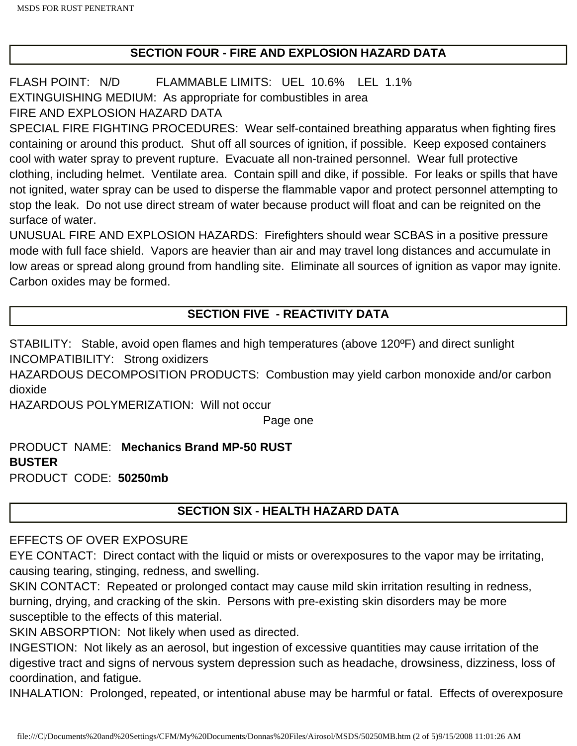## SECTION FOUR - FIRE AND EXPLOSION HAZARD DATA

FLASH POINT: N/D FLAMMABLE LIMITS: UEL 10.6% LEL 1.1%
EXTINGUISHING MEDIUM: As appropriate for combustibles in area
FIRE AND EXPLOSION HAZARD DATA
SPECIAL FIRE FIGHTING PROCEDURES: Wear self-contained breathing apparatus when fighting fires containing or around this product. Shut off all sources of ignition, if possible. Keep exposed containers cool with water spray to prevent rupture. Evacuate all non-trained personnel. Wear full protective clothing, including helmet. Ventilate area. Contain spill and dike, if possible. For leaks or spills that have not ignited, water spray can be used to disperse the flammable vapor and protect personnel attempting to stop the leak. Do not use direct stream of water because product will float and can be reignited on the surface of water.
UNUSUAL FIRE AND EXPLOSION HAZARDS: Firefighters should wear SCBAS in a positive pressure mode with full face shield. Vapors are heavier than air and may travel long distances and accumulate in low areas or spread along ground from handling site. Eliminate all sources of ignition as vapor may ignite. Carbon oxides may be formed.

## SECTION FIVE - REACTIVITY DATA

STABILITY: Stable, avoid open flames and high temperatures (above 120ºF) and direct sunlight
INCOMPATIBILITY: Strong oxidizers
HAZARDOUS DECOMPOSITION PRODUCTS: Combustion may yield carbon monoxide and/or carbon dioxide
HAZARDOUS POLYMERIZATION: Will not occur

Page one

PRODUCT NAME: **Mechanics Brand MP-50 RUST BUSTER**
PRODUCT CODE: **50250mb**

## SECTION SIX - HEALTH HAZARD DATA

EFFECTS OF OVER EXPOSURE
EYE CONTACT: Direct contact with the liquid or mists or overexposures to the vapor may be irritating, causing tearing, stinging, redness, and swelling.
SKIN CONTACT: Repeated or prolonged contact may cause mild skin irritation resulting in redness, burning, drying, and cracking of the skin. Persons with pre-existing skin disorders may be more susceptible to the effects of this material.
SKIN ABSORPTION: Not likely when used as directed.
INGESTION: Not likely as an aerosol, but ingestion of excessive quantities may cause irritation of the digestive tract and signs of nervous system depression such as headache, drowsiness, dizziness, loss of coordination, and fatigue.
INHALATION: Prolonged, repeated, or intentional abuse may be harmful or fatal. Effects of overexposure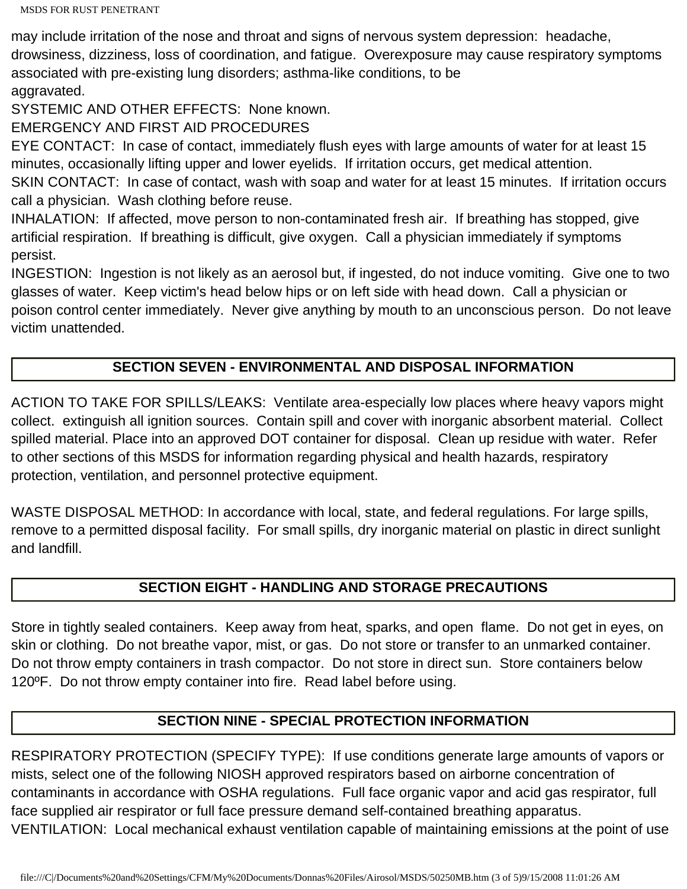may include irritation of the nose and throat and signs of nervous system depression: headache, drowsiness, dizziness, loss of coordination, and fatigue. Overexposure may cause respiratory symptoms associated with pre-existing lung disorders; asthma-like conditions, to be aggravated.

SYSTEMIC AND OTHER EFFECTS: None known.

EMERGENCY AND FIRST AID PROCEDURES

EYE CONTACT: In case of contact, immediately flush eyes with large amounts of water for at least 15 minutes, occasionally lifting upper and lower eyelids. If irritation occurs, get medical attention.

SKIN CONTACT: In case of contact, wash with soap and water for at least 15 minutes. If irritation occurs call a physician. Wash clothing before reuse.

INHALATION: If affected, move person to non-contaminated fresh air. If breathing has stopped, give artificial respiration. If breathing is difficult, give oxygen. Call a physician immediately if symptoms persist.

INGESTION: Ingestion is not likely as an aerosol but, if ingested, do not induce vomiting. Give one to two glasses of water. Keep victim's head below hips or on left side with head down. Call a physician or poison control center immediately. Never give anything by mouth to an unconscious person. Do not leave victim unattended.

## SECTION SEVEN - ENVIRONMENTAL AND DISPOSAL INFORMATION

ACTION TO TAKE FOR SPILLS/LEAKS: Ventilate area-especially low places where heavy vapors might collect. extinguish all ignition sources. Contain spill and cover with inorganic absorbent material. Collect spilled material. Place into an approved DOT container for disposal. Clean up residue with water. Refer to other sections of this MSDS for information regarding physical and health hazards, respiratory protection, ventilation, and personnel protective equipment.

WASTE DISPOSAL METHOD: In accordance with local, state, and federal regulations. For large spills, remove to a permitted disposal facility. For small spills, dry inorganic material on plastic in direct sunlight and landfill.

## SECTION EIGHT - HANDLING AND STORAGE PRECAUTIONS

Store in tightly sealed containers. Keep away from heat, sparks, and open flame. Do not get in eyes, on skin or clothing. Do not breathe vapor, mist, or gas. Do not store or transfer to an unmarked container. Do not throw empty containers in trash compactor. Do not store in direct sun. Store containers below 120ºF. Do not throw empty container into fire. Read label before using.

## SECTION NINE - SPECIAL PROTECTION INFORMATION

RESPIRATORY PROTECTION (SPECIFY TYPE): If use conditions generate large amounts of vapors or mists, select one of the following NIOSH approved respirators based on airborne concentration of contaminants in accordance with OSHA regulations. Full face organic vapor and acid gas respirator, full face supplied air respirator or full face pressure demand self-contained breathing apparatus.

VENTILATION: Local mechanical exhaust ventilation capable of maintaining emissions at the point of use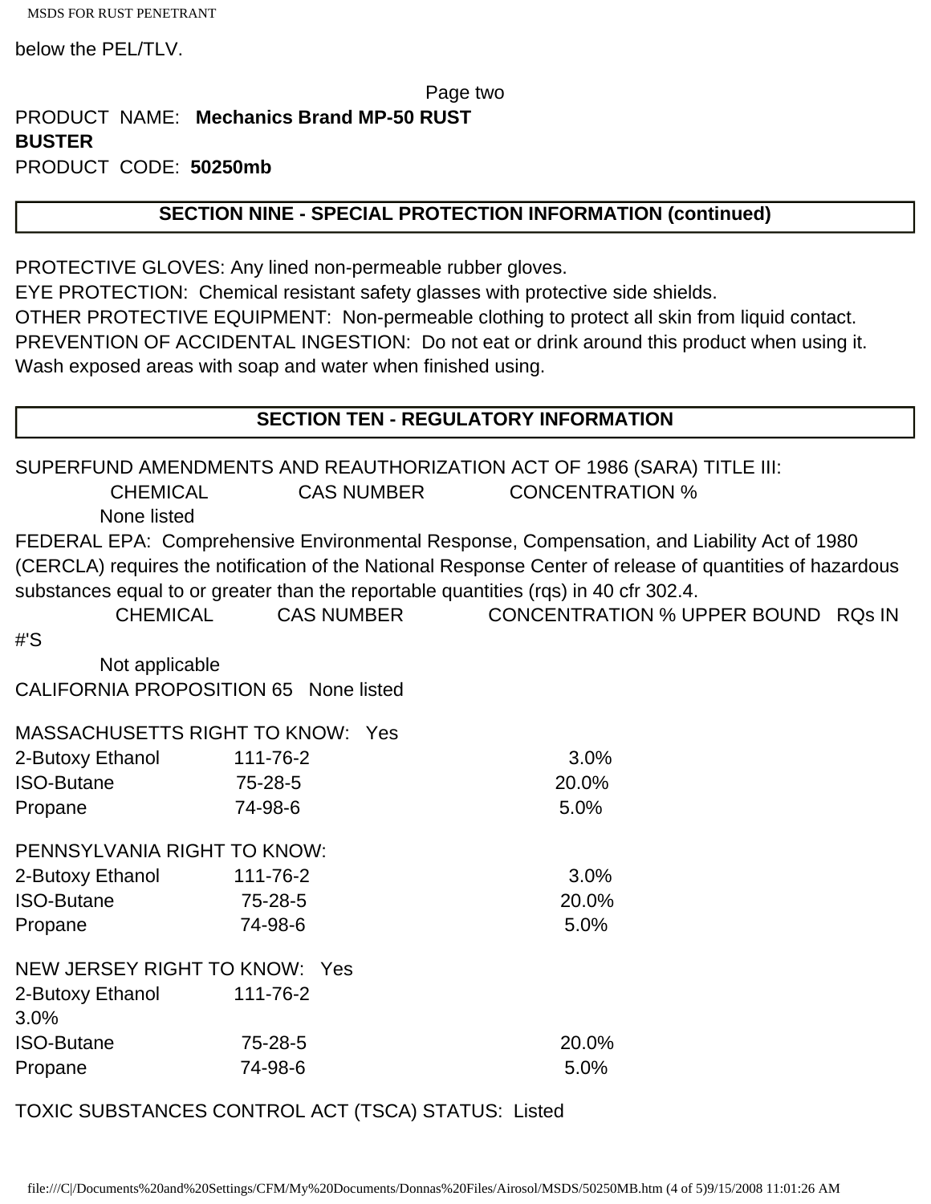below the PEL/TLV.

Page two

PRODUCT NAME: **Mechanics Brand MP-50 RUST BUSTER**

PRODUCT CODE: **50250mb**

## SECTION NINE - SPECIAL PROTECTION INFORMATION (continued)

PROTECTIVE GLOVES: Any lined non-permeable rubber gloves.
EYE PROTECTION: Chemical resistant safety glasses with protective side shields.
OTHER PROTECTIVE EQUIPMENT: Non-permeable clothing to protect all skin from liquid contact.
PREVENTION OF ACCIDENTAL INGESTION: Do not eat or drink around this product when using it. Wash exposed areas with soap and water when finished using.

## SECTION TEN - REGULATORY INFORMATION

SUPERFUND AMENDMENTS AND REAUTHORIZATION ACT OF 1986 (SARA) TITLE III:

| CHEMICAL | CAS NUMBER | CONCENTRATION % |
|---|---|---|
| None listed | | |

FEDERAL EPA: Comprehensive Environmental Response, Compensation, and Liability Act of 1980 (CERCLA) requires the notification of the National Response Center of release of quantities of hazardous substances equal to or greater than the reportable quantities (rqs) in 40 cfr 302.4.

| CHEMICAL | CAS NUMBER | CONCENTRATION % UPPER BOUND | RQs IN #'S |
|---|---|---|---|
| Not applicable | | | |

CALIFORNIA PROPOSITION 65 None listed

MASSACHUSETTS RIGHT TO KNOW: Yes

| | | |
|---|---|---|
| 2-Butoxy Ethanol | 111-76-2 | 3.0% |
| ISO-Butane | 75-28-5 | 20.0% |
| Propane | 74-98-6 | 5.0% |

PENNSYLVANIA RIGHT TO KNOW:

| | | |
|---|---|---|
| 2-Butoxy Ethanol | 111-76-2 | 3.0% |
| ISO-Butane | 75-28-5 | 20.0% |
| Propane | 74-98-6 | 5.0% |

NEW JERSEY RIGHT TO KNOW: Yes

| | | |
|---|---|---|
| 2-Butoxy Ethanol | 111-76-2 | 3.0% |
| ISO-Butane | 75-28-5 | 20.0% |
| Propane | 74-98-6 | 5.0% |

TOXIC SUBSTANCES CONTROL ACT (TSCA) STATUS: Listed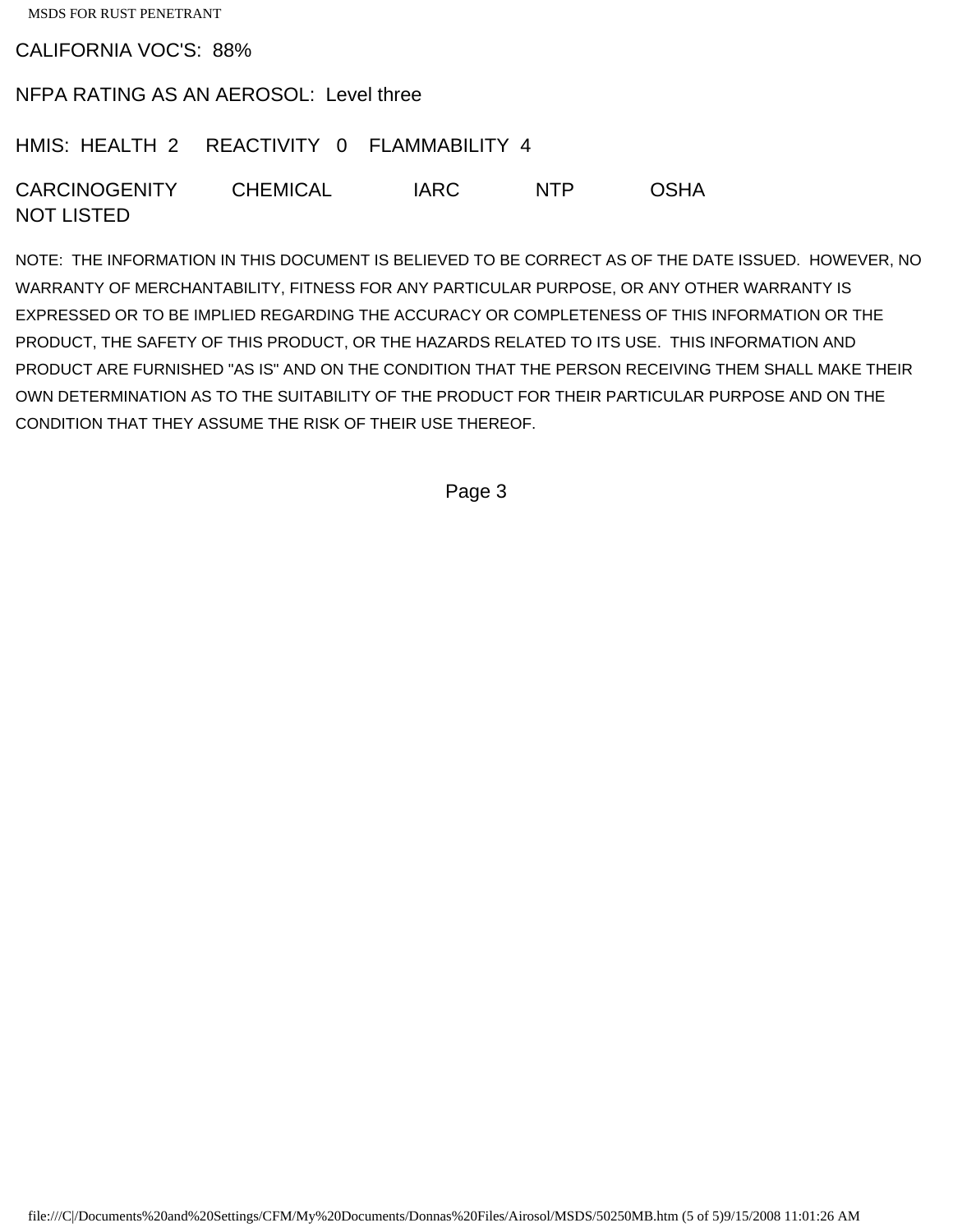CALIFORNIA VOC'S: 88%

NFPA RATING AS AN AEROSOL: Level three

HMIS: HEALTH 2 REACTIVITY 0 FLAMMABILITY 4

| CARCINOGENITY | CHEMICAL | IARC | NTP | OSHA |
|---|---|---|---|---|
| NOT LISTED | | | | |

NOTE: THE INFORMATION IN THIS DOCUMENT IS BELIEVED TO BE CORRECT AS OF THE DATE ISSUED. HOWEVER, NO WARRANTY OF MERCHANTABILITY, FITNESS FOR ANY PARTICULAR PURPOSE, OR ANY OTHER WARRANTY IS EXPRESSED OR TO BE IMPLIED REGARDING THE ACCURACY OR COMPLETENESS OF THIS INFORMATION OR THE PRODUCT, THE SAFETY OF THIS PRODUCT, OR THE HAZARDS RELATED TO ITS USE. THIS INFORMATION AND PRODUCT ARE FURNISHED "AS IS" AND ON THE CONDITION THAT THE PERSON RECEIVING THEM SHALL MAKE THEIR OWN DETERMINATION AS TO THE SUITABILITY OF THE PRODUCT FOR THEIR PARTICULAR PURPOSE AND ON THE CONDITION THAT THEY ASSUME THE RISK OF THEIR USE THEREOF.